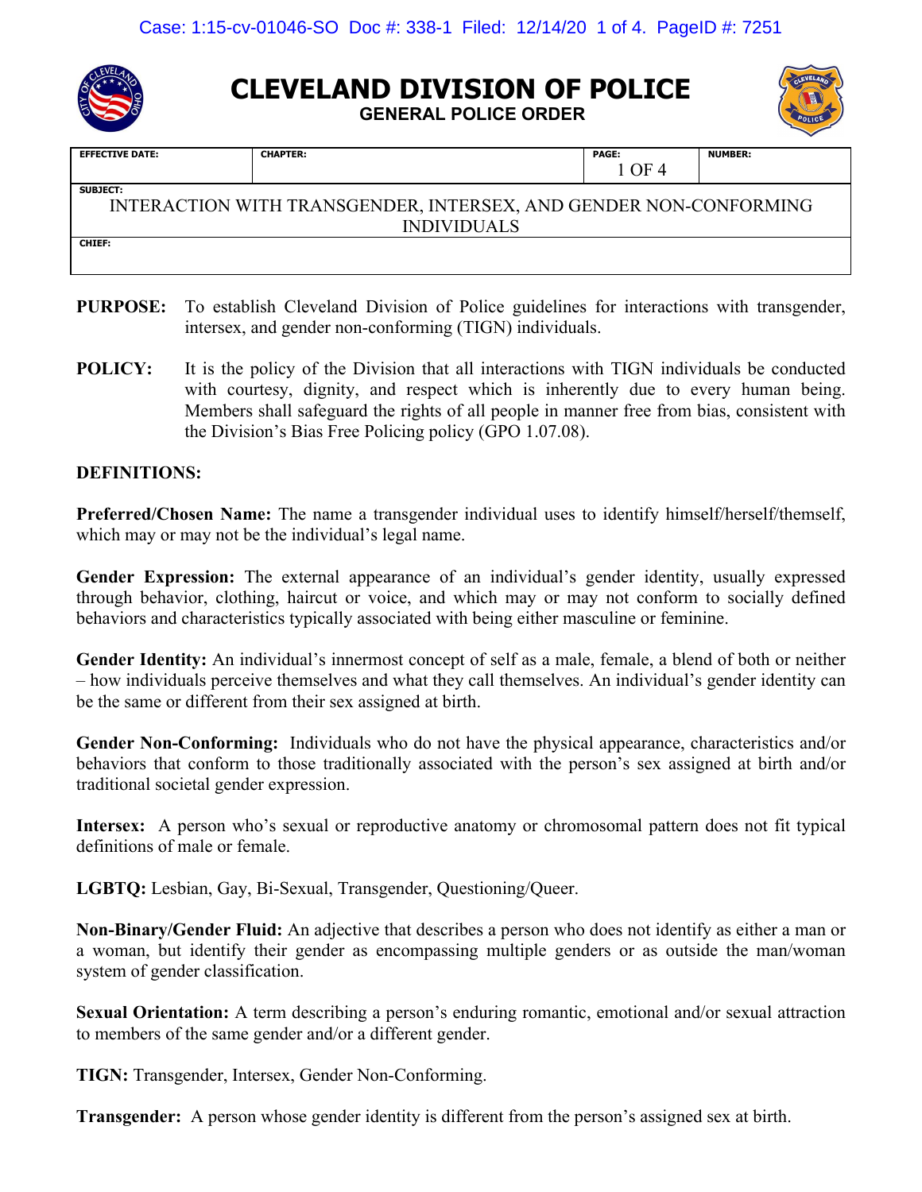# CLEVELAND DIVISION OF POLICE

## GENERAL POLICE ORDER

| EFFECTIVE DATE: | CHAPTER: | PAGE: | NUMBER: |
|---|---|---|---|
| | | 1 OF 4 | |

| SUBJECT: |
|---|
| INTERACTION WITH TRANSGENDER, INTERSEX, AND GENDER NON-CONFORMING INDIVIDUALS |

| CHIEF: |
|---|
| |

**PURPOSE:** To establish Cleveland Division of Police guidelines for interactions with transgender, intersex, and gender non-conforming (TIGN) individuals.

**POLICY:** It is the policy of the Division that all interactions with TIGN individuals be conducted with courtesy, dignity, and respect which is inherently due to every human being. Members shall safeguard the rights of all people in manner free from bias, consistent with the Division's Bias Free Policing policy (GPO 1.07.08).

**DEFINITIONS:**

**Preferred/Chosen Name:** The name a transgender individual uses to identify himself/herself/themself, which may or may not be the individual's legal name.

**Gender Expression:** The external appearance of an individual's gender identity, usually expressed through behavior, clothing, haircut or voice, and which may or may not conform to socially defined behaviors and characteristics typically associated with being either masculine or feminine.

**Gender Identity:** An individual's innermost concept of self as a male, female, a blend of both or neither – how individuals perceive themselves and what they call themselves. An individual's gender identity can be the same or different from their sex assigned at birth.

**Gender Non-Conforming:** Individuals who do not have the physical appearance, characteristics and/or behaviors that conform to those traditionally associated with the person's sex assigned at birth and/or traditional societal gender expression.

**Intersex:** A person who's sexual or reproductive anatomy or chromosomal pattern does not fit typical definitions of male or female.

**LGBTQ:** Lesbian, Gay, Bi-Sexual, Transgender, Questioning/Queer.

**Non-Binary/Gender Fluid:** An adjective that describes a person who does not identify as either a man or a woman, but identify their gender as encompassing multiple genders or as outside the man/woman system of gender classification.

**Sexual Orientation:** A term describing a person's enduring romantic, emotional and/or sexual attraction to members of the same gender and/or a different gender.

**TIGN:** Transgender, Intersex, Gender Non-Conforming.

**Transgender:** A person whose gender identity is different from the person's assigned sex at birth.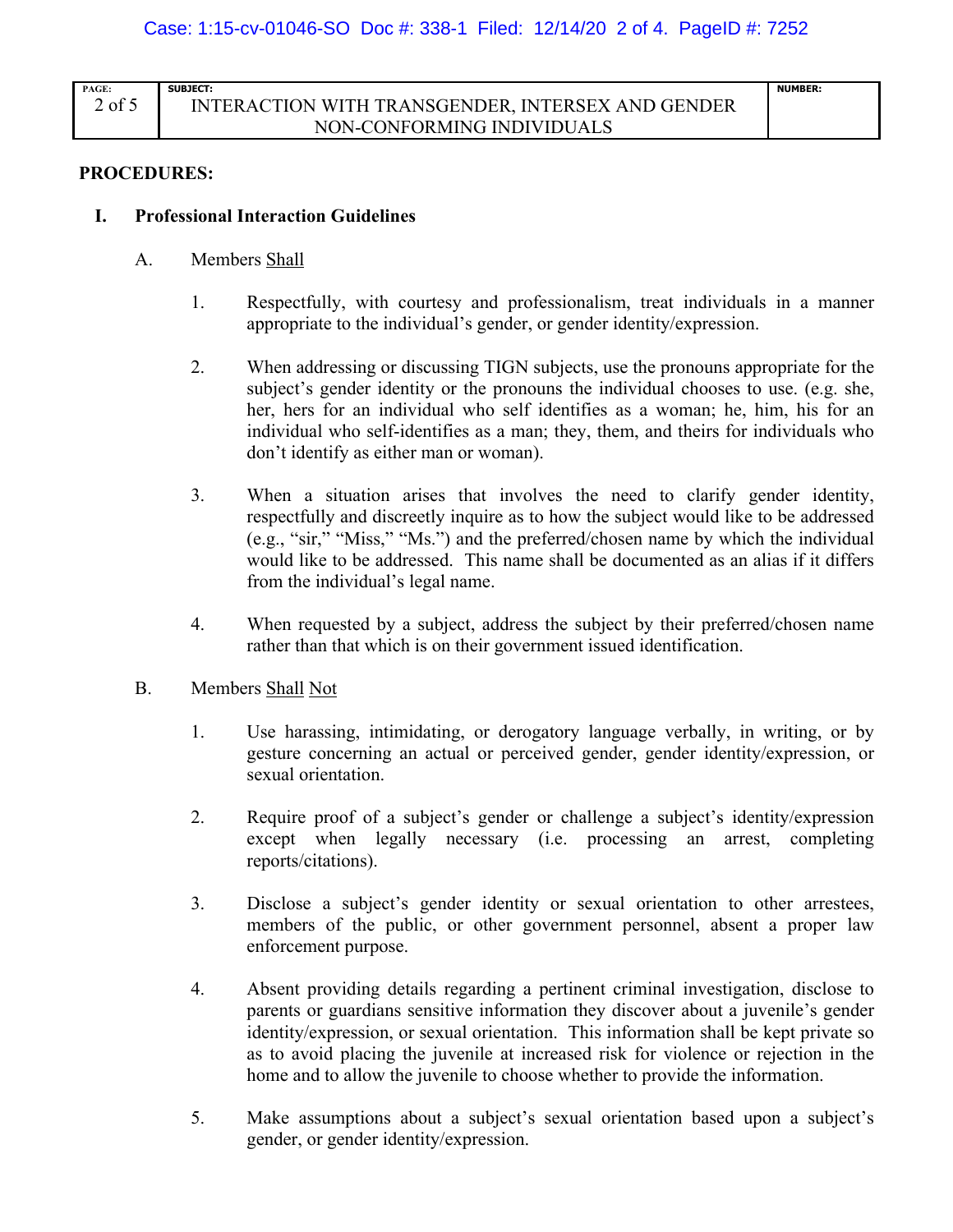| PAGE: 2 of 5 | SUBJECT: INTERACTION WITH TRANSGENDER, INTERSEX AND GENDER NON-CONFORMING INDIVIDUALS | NUMBER: |
|---|---|---|

**PROCEDURES:**

## I. Professional Interaction Guidelines

A. Members <u>Shall</u>

1. Respectfully, with courtesy and professionalism, treat individuals in a manner appropriate to the individual's gender, or gender identity/expression.

2. When addressing or discussing TIGN subjects, use the pronouns appropriate for the subject's gender identity or the pronouns the individual chooses to use. (e.g. she, her, hers for an individual who self identifies as a woman; he, him, his for an individual who self-identifies as a man; they, them, and theirs for individuals who don't identify as either man or woman).

3. When a situation arises that involves the need to clarify gender identity, respectfully and discreetly inquire as to how the subject would like to be addressed (e.g., "sir," "Miss," "Ms.") and the preferred/chosen name by which the individual would like to be addressed. This name shall be documented as an alias if it differs from the individual's legal name.

4. When requested by a subject, address the subject by their preferred/chosen name rather than that which is on their government issued identification.

B. Members <u>Shall</u> <u>Not</u>

1. Use harassing, intimidating, or derogatory language verbally, in writing, or by gesture concerning an actual or perceived gender, gender identity/expression, or sexual orientation.

2. Require proof of a subject's gender or challenge a subject's identity/expression except when legally necessary (i.e. processing an arrest, completing reports/citations).

3. Disclose a subject's gender identity or sexual orientation to other arrestees, members of the public, or other government personnel, absent a proper law enforcement purpose.

4. Absent providing details regarding a pertinent criminal investigation, disclose to parents or guardians sensitive information they discover about a juvenile's gender identity/expression, or sexual orientation. This information shall be kept private so as to avoid placing the juvenile at increased risk for violence or rejection in the home and to allow the juvenile to choose whether to provide the information.

5. Make assumptions about a subject's sexual orientation based upon a subject's gender, or gender identity/expression.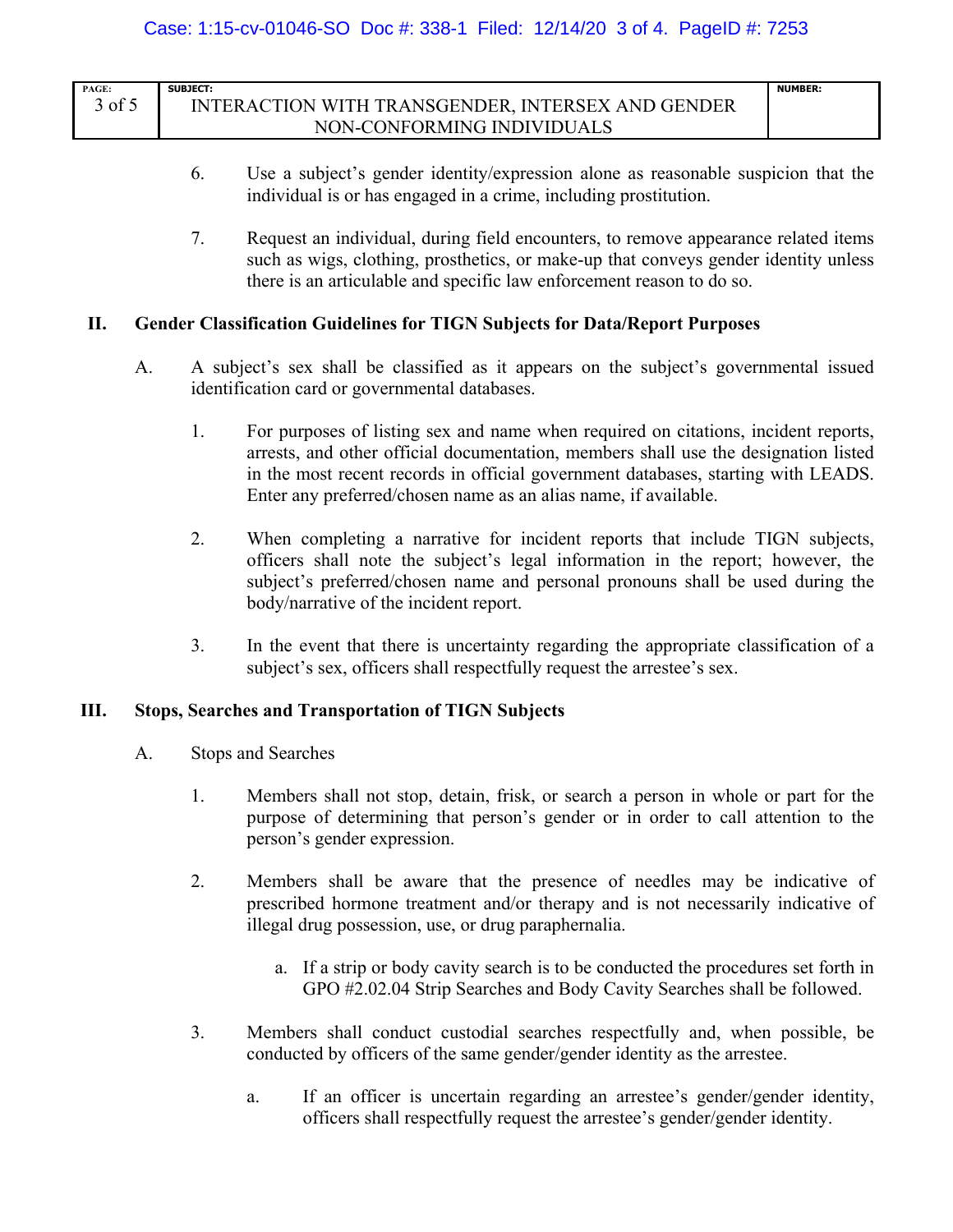6. Use a subject's gender identity/expression alone as reasonable suspicion that the individual is or has engaged in a crime, including prostitution.

7. Request an individual, during field encounters, to remove appearance related items such as wigs, clothing, prosthetics, or make-up that conveys gender identity unless there is an articulable and specific law enforcement reason to do so.

## II. Gender Classification Guidelines for TIGN Subjects for Data/Report Purposes

A. A subject's sex shall be classified as it appears on the subject's governmental issued identification card or governmental databases.

1. For purposes of listing sex and name when required on citations, incident reports, arrests, and other official documentation, members shall use the designation listed in the most recent records in official government databases, starting with LEADS. Enter any preferred/chosen name as an alias name, if available.

2. When completing a narrative for incident reports that include TIGN subjects, officers shall note the subject's legal information in the report; however, the subject's preferred/chosen name and personal pronouns shall be used during the body/narrative of the incident report.

3. In the event that there is uncertainty regarding the appropriate classification of a subject's sex, officers shall respectfully request the arrestee's sex.

## III. Stops, Searches and Transportation of TIGN Subjects

A. Stops and Searches

1. Members shall not stop, detain, frisk, or search a person in whole or part for the purpose of determining that person's gender or in order to call attention to the person's gender expression.

2. Members shall be aware that the presence of needles may be indicative of prescribed hormone treatment and/or therapy and is not necessarily indicative of illegal drug possession, use, or drug paraphernalia.

   a. If a strip or body cavity search is to be conducted the procedures set forth in GPO #2.02.04 Strip Searches and Body Cavity Searches shall be followed.

3. Members shall conduct custodial searches respectfully and, when possible, be conducted by officers of the same gender/gender identity as the arrestee.

   a. If an officer is uncertain regarding an arrestee's gender/gender identity, officers shall respectfully request the arrestee's gender/gender identity.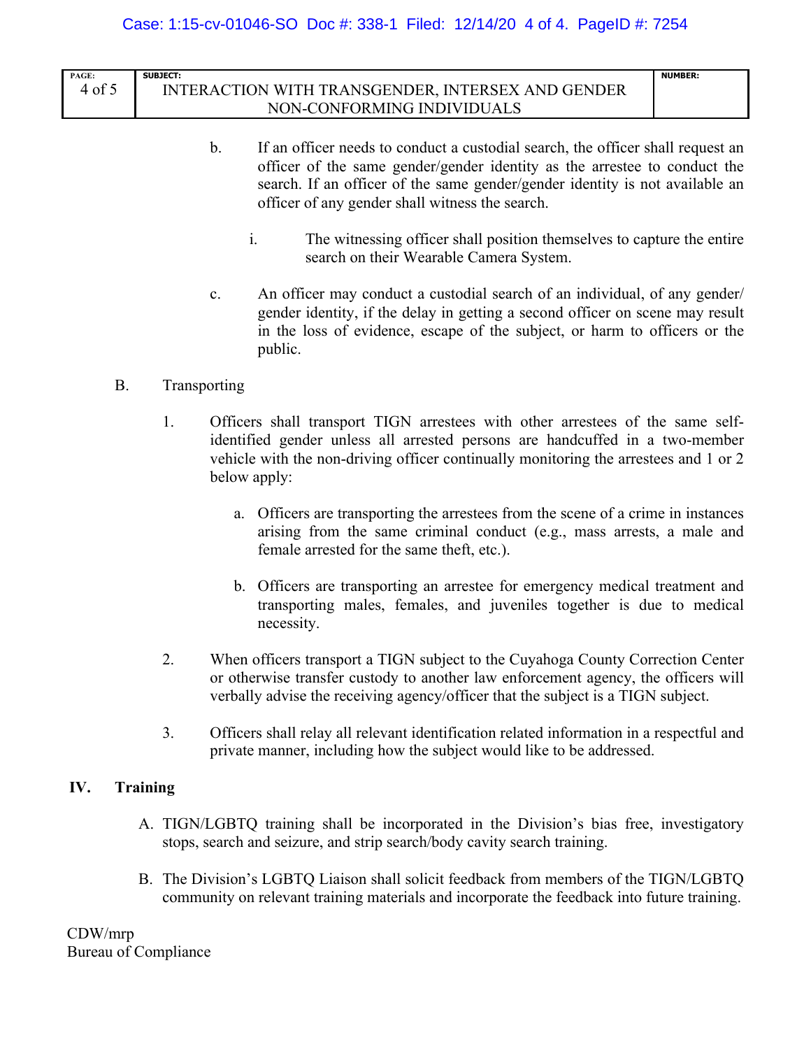b. If an officer needs to conduct a custodial search, the officer shall request an officer of the same gender/gender identity as the arrestee to conduct the search. If an officer of the same gender/gender identity is not available an officer of any gender shall witness the search.

   i. The witnessing officer shall position themselves to capture the entire search on their Wearable Camera System.

c. An officer may conduct a custodial search of an individual, of any gender/ gender identity, if the delay in getting a second officer on scene may result in the loss of evidence, escape of the subject, or harm to officers or the public.

B. Transporting

1. Officers shall transport TIGN arrestees with other arrestees of the same self-identified gender unless all arrested persons are handcuffed in a two-member vehicle with the non-driving officer continually monitoring the arrestees and 1 or 2 below apply:

   a. Officers are transporting the arrestees from the scene of a crime in instances arising from the same criminal conduct (e.g., mass arrests, a male and female arrested for the same theft, etc.).

   b. Officers are transporting an arrestee for emergency medical treatment and transporting males, females, and juveniles together is due to medical necessity.

2. When officers transport a TIGN subject to the Cuyahoga County Correction Center or otherwise transfer custody to another law enforcement agency, the officers will verbally advise the receiving agency/officer that the subject is a TIGN subject.

3. Officers shall relay all relevant identification related information in a respectful and private manner, including how the subject would like to be addressed.

## IV. Training

A. TIGN/LGBTQ training shall be incorporated in the Division's bias free, investigatory stops, search and seizure, and strip search/body cavity search training.

B. The Division's LGBTQ Liaison shall solicit feedback from members of the TIGN/LGBTQ community on relevant training materials and incorporate the feedback into future training.

CDW/mrp
Bureau of Compliance